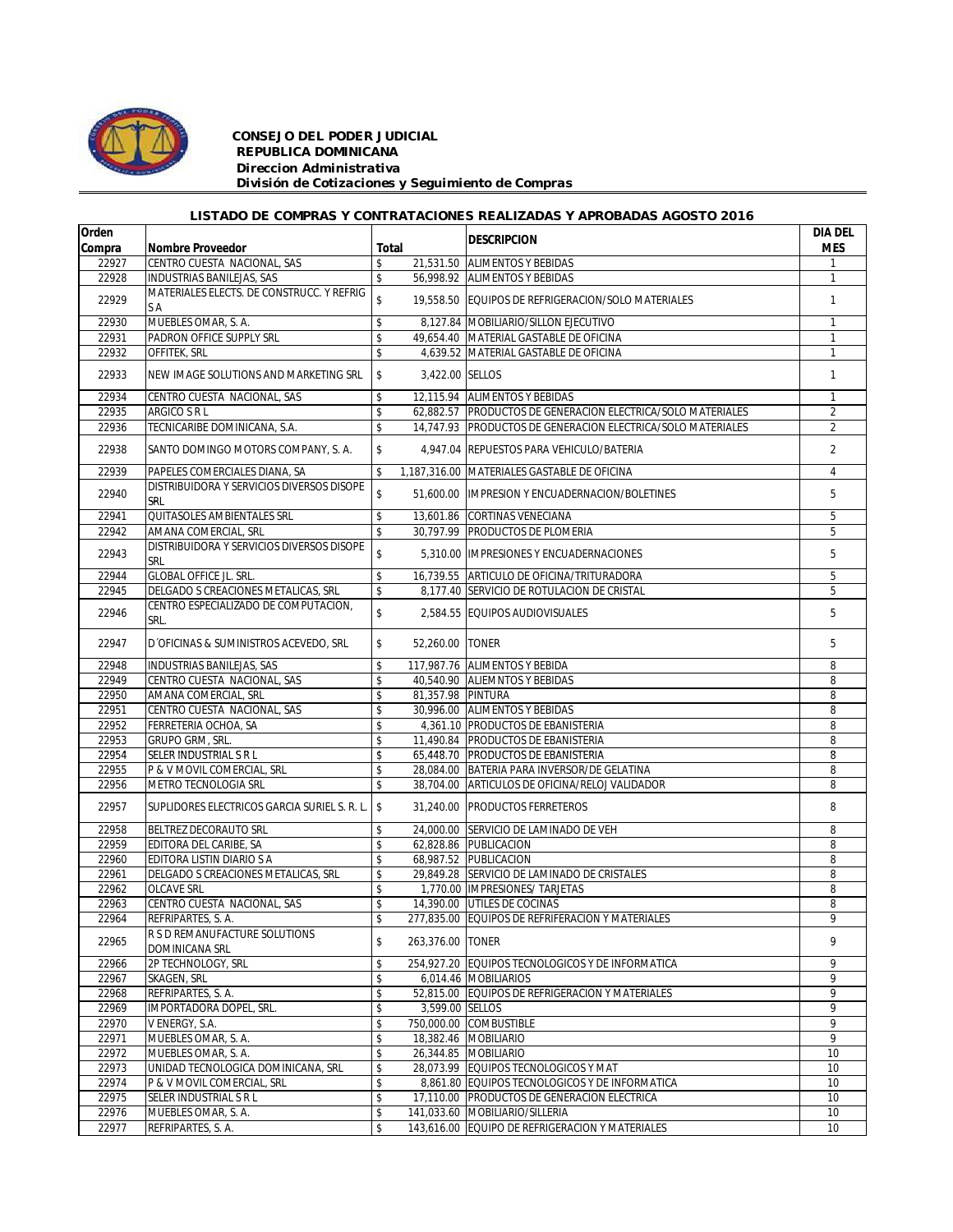**CONSEJO DEL PODER JUDICIAL**
**REPUBLICA DOMINICANA**
***Direccion Administrativa***
***División de Cotizaciones y Seguimiento de Compras***

## LISTADO DE COMPRAS Y CONTRATACIONES REALIZADAS Y APROBADAS AGOSTO 2016

| Orden Compra | Nombre Proveedor | Total | DESCRIPCION | DIA DEL MES |
|---|---|---|---|---|
| 22927 | CENTRO CUESTA NACIONAL, SAS | $ 21,531.50 | ALIMENTOS Y BEBIDAS | 1 |
| 22928 | INDUSTRIAS BANILEJAS, SAS | $ 56,998.92 | ALIMENTOS Y BEBIDAS | 1 |
| 22929 | MATERIALES ELECTS. DE CONSTRUCC. Y REFRIG S A | $ 19,558.50 | EQUIPOS DE REFRIGERACION/SOLO MATERIALES | 1 |
| 22930 | MUEBLES OMAR, S. A. | $ 8,127.84 | MOBILIARIO/SILLON EJECUTIVO | 1 |
| 22931 | PADRON OFFICE SUPPLY SRL | $ 49,654.40 | MATERIAL GASTABLE DE OFICINA | 1 |
| 22932 | OFFITEK, SRL | $ 4,639.52 | MATERIAL GASTABLE DE OFICINA | 1 |
| 22933 | NEW IMAGE SOLUTIONS AND MARKETING SRL | $ 3,422.00 | SELLOS | 1 |
| 22934 | CENTRO CUESTA NACIONAL, SAS | $ 12,115.94 | ALIMENTOS Y BEBIDAS | 1 |
| 22935 | ARGICO S R L | $ 62,882.57 | PRODUCTOS DE GENERACION ELECTRICA/SOLO MATERIALES | 2 |
| 22936 | TECNICARIBE DOMINICANA, S.A. | $ 14,747.93 | PRODUCTOS DE GENERACION ELECTRICA/SOLO MATERIALES | 2 |
| 22938 | SANTO DOMINGO MOTORS COMPANY, S. A. | $ 4,947.04 | REPUESTOS PARA VEHICULO/BATERIA | 2 |
| 22939 | PAPELES COMERCIALES DIANA, SA | $ 1,187,316.00 | MATERIALES GASTABLE DE OFICINA | 4 |
| 22940 | DISTRIBUIDORA Y SERVICIOS DIVERSOS DISOPE SRL | $ 51,600.00 | IMPRESION Y ENCUADERNACION/BOLETINES | 5 |
| 22941 | QUITASOLES AMBIENTALES SRL | $ 13,601.86 | CORTINAS VENECIANA | 5 |
| 22942 | AMANA COMERCIAL, SRL | $ 30,797.99 | PRODUCTOS DE PLOMERIA | 5 |
| 22943 | DISTRIBUIDORA Y SERVICIOS DIVERSOS DISOPE SRL | $ 5,310.00 | IMPRESIONES Y ENCUADERNACIONES | 5 |
| 22944 | GLOBAL OFFICE JL. SRL. | $ 16,739.55 | ARTICULO DE OFICINA/TRITURADORA | 5 |
| 22945 | DELGADO S CREACIONES METALICAS, SRL | $ 8,177.40 | SERVICIO DE ROTULACION DE CRISTAL | 5 |
| 22946 | CENTRO ESPECIALIZADO DE COMPUTACION, SRL. | $ 2,584.55 | EQUIPOS AUDIOVISUALES | 5 |
| 22947 | D´OFICINAS & SUMINISTROS ACEVEDO, SRL | $ 52,260.00 | TONER | 5 |
| 22948 | INDUSTRIAS BANILEJAS, SAS | $ 117,987.76 | ALIMENTOS Y BEBIDA | 8 |
| 22949 | CENTRO CUESTA NACIONAL, SAS | $ 40,540.90 | ALIEMNTOS Y BEBIDAS | 8 |
| 22950 | AMANA COMERCIAL, SRL | $ 81,357.98 | PINTURA | 8 |
| 22951 | CENTRO CUESTA NACIONAL, SAS | $ 30,996.00 | ALIMENTOS Y BEBIDAS | 8 |
| 22952 | FERRETERIA OCHOA, SA | $ 4,361.10 | PRODUCTOS DE EBANISTERIA | 8 |
| 22953 | GRUPO GRM, SRL. | $ 11,490.84 | PRODUCTOS DE EBANISTERIA | 8 |
| 22954 | SELER INDUSTRIAL S R L | $ 65,448.70 | PRODUCTOS DE EBANISTERIA | 8 |
| 22955 | P & V MOVIL COMERCIAL, SRL | $ 28,084.00 | BATERIA PARA INVERSOR/DE GELATINA | 8 |
| 22956 | METRO TECNOLOGIA SRL | $ 38,704.00 | ARTICULOS DE OFICINA/RELOJ VALIDADOR | 8 |
| 22957 | SUPLIDORES ELECTRICOS GARCIA SURIEL S. R. L. | $ 31,240.00 | PRODUCTOS FERRETEROS | 8 |
| 22958 | BELTREZ DECORAUTO SRL | $ 24,000.00 | SERVICIO DE LAMINADO DE VEH | 8 |
| 22959 | EDITORA DEL CARIBE, SA | $ 62,828.86 | PUBLICACION | 8 |
| 22960 | EDITORA LISTIN DIARIO S A | $ 68,987.52 | PUBLICACION | 8 |
| 22961 | DELGADO S CREACIONES METALICAS, SRL | $ 29,849.28 | SERVICIO DE LAMINADO DE CRISTALES | 8 |
| 22962 | OLCAVE SRL | $ 1,770.00 | IMPRESIONES/ TARJETAS | 8 |
| 22963 | CENTRO CUESTA NACIONAL, SAS | $ 14,390.00 | UTILES DE COCINAS | 8 |
| 22964 | REFRIPARTES, S. A. | $ 277,835.00 | EQUIPOS DE REFRIFERACION Y MATERIALES | 9 |
| 22965 | R S D REMANUFACTURE SOLUTIONS DOMINICANA SRL | $ 263,376.00 | TONER | 9 |
| 22966 | 2P TECHNOLOGY, SRL | $ 254,927.20 | EQUIPOS TECNOLOGICOS Y DE INFORMATICA | 9 |
| 22967 | SKAGEN, SRL | $ 6,014.46 | MOBILIARIOS | 9 |
| 22968 | REFRIPARTES, S. A. | $ 52,815.00 | EQUIPOS DE REFRIGERACION Y MATERIALES | 9 |
| 22969 | IMPORTADORA DOPEL, SRL. | $ 3,599.00 | SELLOS | 9 |
| 22970 | V ENERGY, S.A. | $ 750,000.00 | COMBUSTIBLE | 9 |
| 22971 | MUEBLES OMAR, S. A. | $ 18,382.46 | MOBILIARIO | 9 |
| 22972 | MUEBLES OMAR, S. A. | $ 26,344.85 | MOBILIARIO | 10 |
| 22973 | UNIDAD TECNOLOGICA DOMINICANA, SRL | $ 28,073.99 | EQUIPOS TECNOLOGICOS Y MAT | 10 |
| 22974 | P & V MOVIL COMERCIAL, SRL | $ 8,861.80 | EQUIPOS TECNOLOGICOS Y DE INFORMATICA | 10 |
| 22975 | SELER INDUSTRIAL S R L | $ 17,110.00 | PRODUCTOS DE GENERACION ELECTRICA | 10 |
| 22976 | MUEBLES OMAR, S. A. | $ 141,033.60 | MOBILIARIO/SILLERIA | 10 |
| 22977 | REFRIPARTES, S. A. | $ 143,616.00 | EQUIPO DE REFRIGERACION Y MATERIALES | 10 |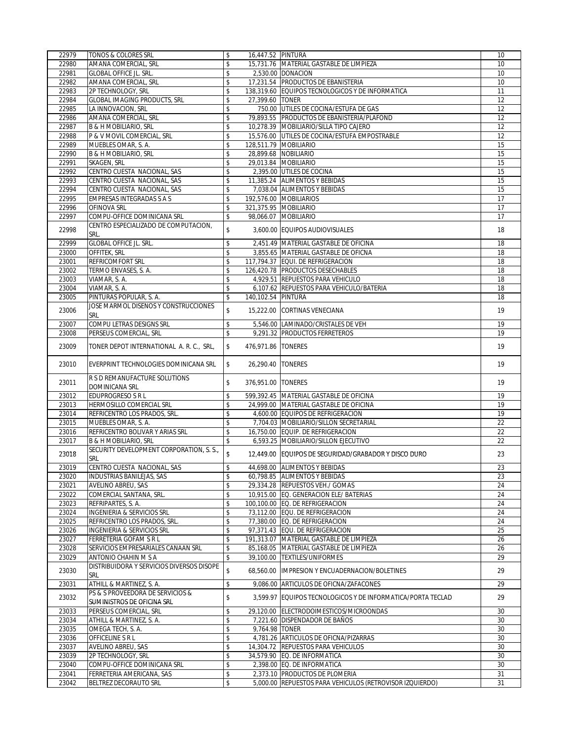| 22979 | TONOS & COLORES SRL | $ | 16,447.52 | PINTURA | 10 |
|---|---|---|---|---|---|
| 22980 | AMANA COMERCIAL, SRL | $ | 15,731.76 | MATERIAL GASTABLE DE LIMPIEZA | 10 |
| 22981 | GLOBAL OFFICE JL. SRL. | $ | 2,530.00 | DONACION | 10 |
| 22982 | AMANA COMERCIAL, SRL | $ | 17,231.54 | PRODUCTOS DE EBANISTERIA | 10 |
| 22983 | 2P TECHNOLOGY, SRL | $ | 138,319.60 | EQUIPOS TECNOLOGICOS Y DE INFORMATICA | 11 |
| 22984 | GLOBAL IMAGING PRODUCTS, SRL | $ | 27,399.60 | TONER | 12 |
| 22985 | LA INNOVACION, SRL | $ | 750.00 | UTILES DE COCINA/ESTUFA DE GAS | 12 |
| 22986 | AMANA COMERCIAL, SRL | $ | 79,893.55 | PRODUCTOS DE EBANISTERIA/PLAFOND | 12 |
| 22987 | B & H MOBILIARIO, SRL | $ | 10,278.39 | MOBILIARIO/SILLA TIPO CAJERO | 12 |
| 22988 | P & V MOVIL COMERCIAL, SRL | $ | 15,576.00 | UTILES DE COCINA/ESTUFA EMPOSTRABLE | 12 |
| 22989 | MUEBLES OMAR, S. A. | $ | 128,511.79 | MOBILIARIO | 15 |
| 22990 | B & H MOBILIARIO, SRL | $ | 28,899.68 | NOBILIARIO | 15 |
| 22991 | SKAGEN, SRL | $ | 29,013.84 | MOBILIARIO | 15 |
| 22992 | CENTRO CUESTA NACIONAL, SAS | $ | 2,395.00 | UTILES DE COCINA | 15 |
| 22993 | CENTRO CUESTA NACIONAL, SAS | $ | 11,385.24 | ALIMENTOS Y BEBIDAS | 15 |
| 22994 | CENTRO CUESTA NACIONAL, SAS | $ | 7,038.04 | ALIMENTOS Y BEBIDAS | 15 |
| 22995 | EMPRESAS INTEGRADAS S A S | $ | 192,576.00 | MOBILIARIOS | 17 |
| 22996 | OFINOVA SRL | $ | 321,375.95 | MOBILIARIO | 17 |
| 22997 | COMPU-OFFICE DOMINICANA SRL | $ | 98,066.07 | MOBILIARIO | 17 |
| 22998 | CENTRO ESPECIALIZADO DE COMPUTACION, SRL. | $ | 3,600.00 | EQUIPOS AUDIOVISUALES | 18 |
| 22999 | GLOBAL OFFICE JL. SRL. | $ | 2,451.49 | MATERIAL GASTABLE DE OFICINA | 18 |
| 23000 | OFFITEK, SRL | $ | 3,855.65 | MATERIAL GASTABLE DE OFICNA | 18 |
| 23001 | REFRICOMFORT SRL | $ | 117,794.37 | EQUI. DE REFRIGERACION | 18 |
| 23002 | TERMO ENVASES, S. A. | $ | 126,420.78 | PRODUCTOS DESECHABLES | 18 |
| 23003 | VIAMAR, S. A. | $ | 4,929.51 | REPUESTOS PARA VEHICULO | 18 |
| 23004 | VIAMAR, S. A. | $ | 6,107.62 | REPUESTOS PARA VEHICULO/BATERIA | 18 |
| 23005 | PINTURAS POPULAR, S. A. | $ | 140,102.54 | PINTURA | 18 |
| 23006 | JOSE MARMOL DISENOS Y CONSTRUCCIONES SRL | $ | 15,222.00 | CORTINAS VENECIANA | 19 |
| 23007 | COMPU LETRAS DESIGNS SRL | $ | 5,546.00 | LAMINADO/CRISTALES DE VEH | 19 |
| 23008 | PERSEUS COMERCIAL, SRL | $ | 9,291.32 | PRODUCTOS FERRETEROS | 19 |
| 23009 | TONER DEPOT INTERNATIONAL A. R. C., SRL, | $ | 476,971.86 | TONERES | 19 |
| 23010 | EVERPRINT TECHNOLOGIES DOMINICANA SRL | $ | 26,290.40 | TONERES | 19 |
| 23011 | R S D REMANUFACTURE SOLUTIONS DOMINICANA SRL | $ | 376,951.00 | TONERES | 19 |
| 23012 | EDUPROGRESO S R L | $ | 599,392.45 | MATERIAL GASTABLE DE OFICINA | 19 |
| 23013 | HERMOSILLO COMERCIAL SRL | $ | 24,999.00 | MATERIAL GASTABLE DE OFICINA | 19 |
| 23014 | REFRICENTRO LOS PRADOS, SRL. | $ | 4,600.00 | EQUIPOS DE REFRIGERACION | 19 |
| 23015 | MUEBLES OMAR, S. A. | $ | 7,704.03 | MOBILIARIO/SILLON SECRETARIAL | 22 |
| 23016 | REFRICENTRO BOLIVAR Y ARIAS SRL | $ | 16,750.00 | EQUIP. DE REFRIGERACION | 22 |
| 23017 | B & H MOBILIARIO, SRL | $ | 6,593.25 | MOBILIARIO/SILLON EJECUTIVO | 22 |
| 23018 | SECURITY DEVELOPMENT CORPORATION, S. S., SRL | $ | 12,449.00 | EQUIPOS DE SEGURIDAD/GRABADOR Y DISCO DURO | 23 |
| 23019 | CENTRO CUESTA NACIONAL, SAS | $ | 44,698.00 | ALIMENTOS Y BEBIDAS | 23 |
| 23020 | INDUSTRIAS BANILEJAS, SAS | $ | 60,798.85 | ALIMENTOS Y BEBIDAS | 23 |
| 23021 | AVELINO ABREU, SAS | $ | 29,334.28 | REPUESTOS VEH./ GOMAS | 24 |
| 23022 | COMERCIAL SANTANA, SRL. | $ | 10,915.00 | EQ. GENERACION ELE/ BATERIAS | 24 |
| 23023 | REFRIPARTES, S. A. | $ | 100,100.00 | EQ. DE REFRIGERACION | 24 |
| 23024 | INGENIERIA & SERVICIOS SRL | $ | 73,112.00 | EQU. DE REFRIGERACION | 24 |
| 23025 | REFRICENTRO LOS PRADOS, SRL. | $ | 77,380.00 | EQ. DE REFRIGERACION | 24 |
| 23026 | INGENIERIA & SERVICIOS SRL | $ | 97,371.43 | EQU. DE REFRIGERACION | 25 |
| 23027 | FERRETERIA GOFAM S R L | $ | 191,313.07 | MATERIAL GASTABLE DE LIMPIEZA | 26 |
| 23028 | SERVICIOS EMPRESARIALES CANAAN SRL | $ | 85,168.05 | MATERIAL GASTABLE DE LIMPIEZA | 26 |
| 23029 | ANTONIO CHAHIN M S A | $ | 39,100.00 | TEXTILES/UNIFORMES | 29 |
| 23030 | DISTRIBUIDORA Y SERVICIOS DIVERSOS DISOPE SRL | $ | 68,560.00 | IMPRESION Y ENCUADERNACION/BOLETINES | 29 |
| 23031 | ATHILL & MARTINEZ, S. A. | $ | 9,086.00 | ARTICULOS DE OFICNA/ZAFACONES | 29 |
| 23032 | PS & S PROVEEDORA DE SERVICIOS & SUMINISTROS DE OFICINA SRL | $ | 3,599.97 | EQUIPOS TECNOLOGICOS Y DE INFORMATICA/PORTA TECLAD | 29 |
| 23033 | PERSEUS COMERCIAL, SRL | $ | 29,120.00 | ELECTRODOIMESTICOS/MICROONDAS | 30 |
| 23034 | ATHILL & MARTINEZ, S. A. | $ | 7,221.60 | DISPENDADOR DE BAÑOS | 30 |
| 23035 | OMEGA TECH, S. A. | $ | 9,764.98 | TONER | 30 |
| 23036 | OFFICELINE S R L | $ | 4,781.26 | ARTICULOS DE OFICNA/PIZARRAS | 30 |
| 23037 | AVELINO ABREU, SAS | $ | 14,304.72 | REPUESTOS PARA VEHICULOS | 30 |
| 23039 | 2P TECHNOLOGY, SRL | $ | 34,579.90 | EQ. DE INFORMATICA | 30 |
| 23040 | COMPU-OFFICE DOMINICANA SRL | $ | 2,398.00 | EQ. DE INFORMATICA | 30 |
| 23041 | FERRETERIA AMERICANA, SAS | $ | 2,373.10 | PRODUCTOS DE PLOMERIA | 31 |
| 23042 | BELTREZ DECORAUTO SRL | $ | 5,000.00 | REPUESTOS PARA VEHICULOS (RETROVISOR IZQUIERDO) | 31 |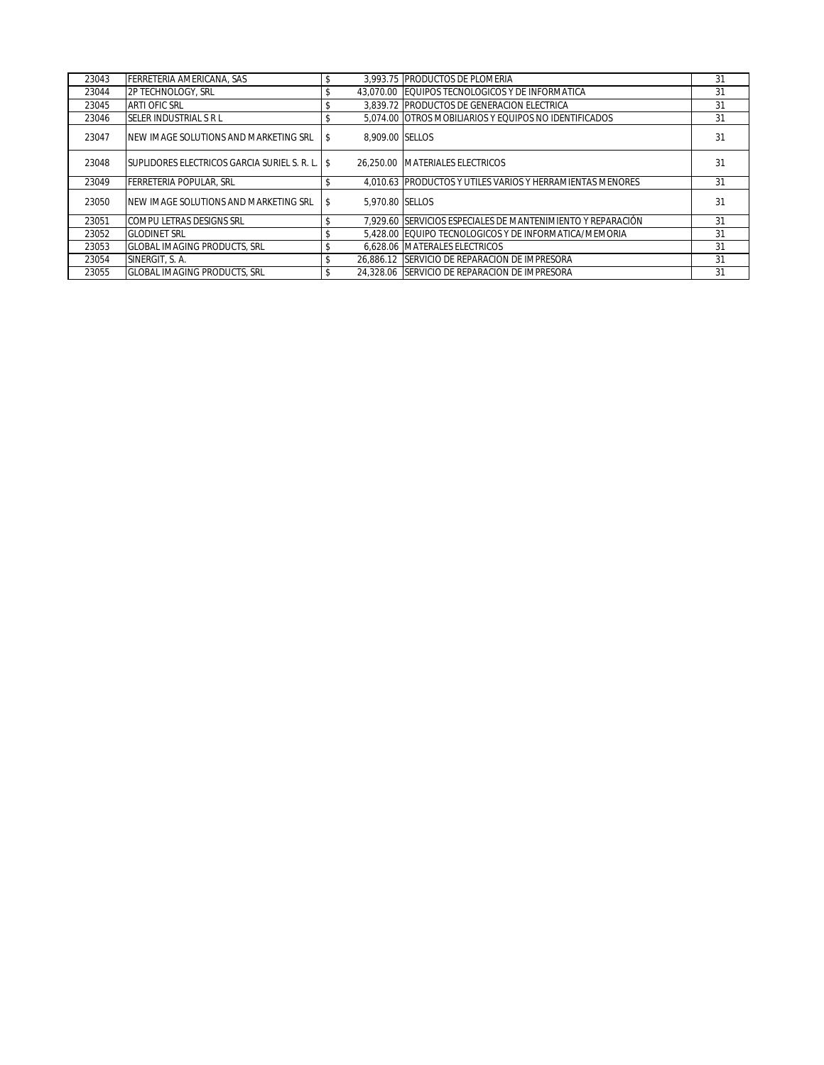| | | | | | |
|---|---|---|---|---|---|
| 23043 | FERRETERIA AMERICANA, SAS | $ | 3,993.75 | PRODUCTOS DE PLOMERIA | 31 |
| 23044 | 2P TECHNOLOGY, SRL | $ | 43,070.00 | EQUIPOS TECNOLOGICOS Y DE INFORMATICA | 31 |
| 23045 | ARTI OFIC SRL | $ | 3,839.72 | PRODUCTOS DE GENERACION ELECTRICA | 31 |
| 23046 | SELER INDUSTRIAL S R L | $ | 5,074.00 | OTROS MOBILIARIOS Y EQUIPOS NO IDENTIFICADOS | 31 |
| 23047 | NEW IMAGE SOLUTIONS AND MARKETING SRL | $ | 8,909.00 | SELLOS | 31 |
| 23048 | SUPLIDORES ELECTRICOS GARCIA SURIEL S. R. L. | $ | 26,250.00 | MATERIALES ELECTRICOS | 31 |
| 23049 | FERRETERIA POPULAR, SRL | $ | 4,010.63 | PRODUCTOS Y UTILES VARIOS Y HERRAMIENTAS MENORES | 31 |
| 23050 | NEW IMAGE SOLUTIONS AND MARKETING SRL | $ | 5,970.80 | SELLOS | 31 |
| 23051 | COMPU LETRAS DESIGNS SRL | $ | 7,929.60 | SERVICIOS ESPECIALES DE MANTENIMIENTO Y REPARACIÓN | 31 |
| 23052 | GLODINET SRL | $ | 5,428.00 | EQUIPO TECNOLOGICOS Y DE INFORMATICA/MEMORIA | 31 |
| 23053 | GLOBAL IMAGING PRODUCTS, SRL | $ | 6,628.06 | MATERALES ELECTRICOS | 31 |
| 23054 | SINERGIT, S. A. | $ | 26,886.12 | SERVICIO DE REPARACION DE IMPRESORA | 31 |
| 23055 | GLOBAL IMAGING PRODUCTS, SRL | $ | 24,328.06 | SERVICIO DE REPARACION DE IMPRESORA | 31 |